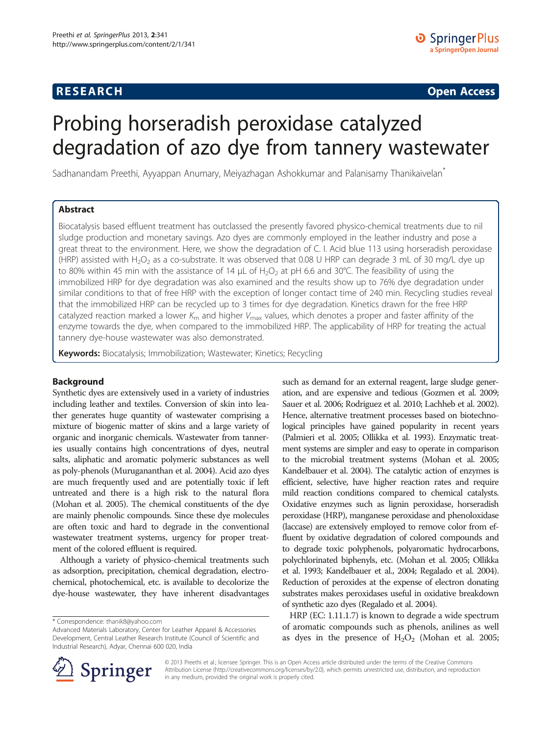**RESEARCH Open Access**

# Probing horseradish peroxidase catalyzed degradation of azo dye from tannery wastewater

Sadhanandam Preethi, Ayyappan Anumary, Meiyazhagan Ashokkumar and Palanisamy Thanikaivelan*

## Abstract

Biocatalysis based effluent treatment has outclassed the presently favored physico-chemical treatments due to nil sludge production and monetary savings. Azo dyes are commonly employed in the leather industry and pose a great threat to the environment. Here, we show the degradation of C. I. Acid blue 113 using horseradish peroxidase (HRP) assisted with $H_2O_2$ as a co-substrate. It was observed that 0.08 U HRP can degrade 3 mL of 30 mg/L dye up to 80% within 45 min with the assistance of 14 μL of $H_2O_2$ at pH 6.6 and 30°C. The feasibility of using the immobilized HRP for dye degradation was also examined and the results show up to 76% dye degradation under similar conditions to that of free HRP with the exception of longer contact time of 240 min. Recycling studies reveal that the immobilized HRP can be recycled up to 3 times for dye degradation. Kinetics drawn for the free HRP catalyzed reaction marked a lower $K_m$ and higher $V_{max}$ values, which denotes a proper and faster affinity of the enzyme towards the dye, when compared to the immobilized HRP. The applicability of HRP for treating the actual tannery dye-house wastewater was also demonstrated.

**Keywords:** Biocatalysis; Immobilization; Wastewater; Kinetics; Recycling

## Background

Synthetic dyes are extensively used in a variety of industries including leather and textiles. Conversion of skin into leather generates huge quantity of wastewater comprising a mixture of biogenic matter of skins and a large variety of organic and inorganic chemicals. Wastewater from tanneries usually contains high concentrations of dyes, neutral salts, aliphatic and aromatic polymeric substances as well as poly-phenols (Murugananthan et al. 2004). Acid azo dyes are much frequently used and are potentially toxic if left untreated and there is a high risk to the natural flora (Mohan et al. 2005). The chemical constituents of the dye are mainly phenolic compounds. Since these dye molecules are often toxic and hard to degrade in the conventional wastewater treatment systems, urgency for proper treatment of the colored effluent is required.

Although a variety of physico-chemical treatments such as adsorption, precipitation, chemical degradation, electrochemical, photochemical, etc. is available to decolorize the dye-house wastewater, they have inherent disadvantages such as demand for an external reagent, large sludge generation, and are expensive and tedious (Gozmen et al. 2009; Sauer et al. 2006; Rodriguez et al. 2010; Lachheb et al. 2002). Hence, alternative treatment processes based on biotechnological principles have gained popularity in recent years (Palmieri et al. 2005; Ollikka et al. 1993). Enzymatic treatment systems are simpler and easy to operate in comparison to the microbial treatment systems (Mohan et al. 2005; Kandelbauer et al. 2004). The catalytic action of enzymes is efficient, selective, have higher reaction rates and require mild reaction conditions compared to chemical catalysts. Oxidative enzymes such as lignin peroxidase, horseradish peroxidase (HRP), manganese peroxidase and phenoloxidase (laccase) are extensively employed to remove color from effluent by oxidative degradation of colored compounds and to degrade toxic polyphenols, polyaromatic hydrocarbons, polychlorinated biphenyls, etc. (Mohan et al. 2005; Ollikka et al. 1993; Kandelbauer et al., 2004; Regalado et al. 2004). Reduction of peroxides at the expense of electron donating substrates makes peroxidases useful in oxidative breakdown of synthetic azo dyes (Regalado et al. 2004).

HRP (EC: 1.11.1.7) is known to degrade a wide spectrum of aromatic compounds such as phenols, anilines as well as dyes in the presence of $H_2O_2$ (Mohan et al. 2005;

\* Correspondence: thanik8@yahoo.com
Advanced Materials Laboratory, Center for Leather Apparel & Accessories Development, Central Leather Research Institute (Council of Scientific and Industrial Research), Adyar, Chennai 600 020, India

© 2013 Preethi et al.; licensee Springer. This is an Open Access article distributed under the terms of the Creative Commons Attribution License (http://creativecommons.org/licenses/by/2.0), which permits unrestricted use, distribution, and reproduction in any medium, provided the original work is properly cited.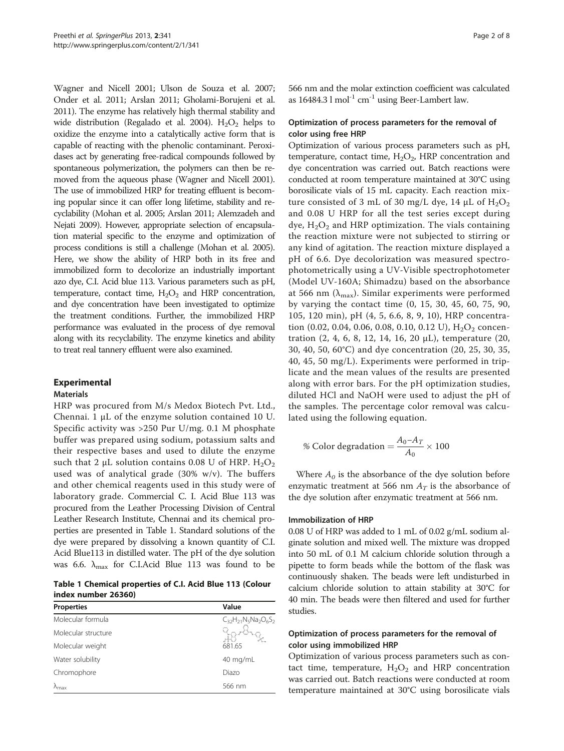Wagner and Nicell 2001; Ulson de Souza et al. 2007; Onder et al. 2011; Arslan 2011; Gholami-Borujeni et al. 2011). The enzyme has relatively high thermal stability and wide distribution (Regalado et al. 2004). $H_2O_2$ helps to oxidize the enzyme into a catalytically active form that is capable of reacting with the phenolic contaminant. Peroxidases act by generating free-radical compounds followed by spontaneous polymerization, the polymers can then be removed from the aqueous phase (Wagner and Nicell 2001). The use of immobilized HRP for treating effluent is becoming popular since it can offer long lifetime, stability and recyclability (Mohan et al. 2005; Arslan 2011; Alemzadeh and Nejati 2009). However, appropriate selection of encapsulation material specific to the enzyme and optimization of process conditions is still a challenge (Mohan et al. 2005). Here, we show the ability of HRP both in its free and immobilized form to decolorize an industrially important azo dye, C.I. Acid blue 113. Various parameters such as pH, temperature, contact time, $H_2O_2$ and HRP concentration, and dye concentration have been investigated to optimize the treatment conditions. Further, the immobilized HRP performance was evaluated in the process of dye removal along with its recyclability. The enzyme kinetics and ability to treat real tannery effluent were also examined.

## Experimental

### Materials

HRP was procured from M/s Medox Biotech Pvt. Ltd., Chennai. 1 μL of the enzyme solution contained 10 U. Specific activity was >250 Pur U/mg. 0.1 M phosphate buffer was prepared using sodium, potassium salts and their respective bases and used to dilute the enzyme such that 2 μL solution contains 0.08 U of HRP. $H_2O_2$ used was of analytical grade (30% w/v). The buffers and other chemical reagents used in this study were of laboratory grade. Commercial C. I. Acid Blue 113 was procured from the Leather Processing Division of Central Leather Research Institute, Chennai and its chemical properties are presented in Table 1. Standard solutions of the dye were prepared by dissolving a known quantity of C.I. Acid Blue113 in distilled water. The pH of the dye solution was 6.6. $\lambda_{max}$ for C.I.Acid Blue 113 was found to be 566 nm and the molar extinction coefficient was calculated as 16484.3 l mol$^{-1}$ cm$^{-1}$ using Beer-Lambert law.

**Table 1 Chemical properties of C.I. Acid Blue 113 (Colour index number 26360)**

| Properties | Value |
|---|---|
| Molecular formula | $C_{32}H_{21}N_5Na_2O_6S_2$ |
| Molecular structure | |
| Molecular weight | 681.65 |
| Water solubility | 40 mg/mL |
| Chromophore | Diazo |
| $\lambda_{max}$ | 566 nm |

### Optimization of process parameters for the removal of color using free HRP

Optimization of various process parameters such as pH, temperature, contact time, $H_2O_2$, HRP concentration and dye concentration was carried out. Batch reactions were conducted at room temperature maintained at 30°C using borosilicate vials of 15 mL capacity. Each reaction mixture consisted of 3 mL of 30 mg/L dye, 14 μL of $H_2O_2$ and 0.08 U HRP for all the test series except during dye, $H_2O_2$ and HRP optimization. The vials containing the reaction mixture were not subjected to stirring or any kind of agitation. The reaction mixture displayed a pH of 6.6. Dye decolorization was measured spectrophotometrically using a UV-Visible spectrophotometer (Model UV-160A; Shimadzu) based on the absorbance at 566 nm ($\lambda_{max}$). Similar experiments were performed by varying the contact time (0, 15, 30, 45, 60, 75, 90, 105, 120 min), pH (4, 5, 6.6, 8, 9, 10), HRP concentration (0.02, 0.04, 0.06, 0.08, 0.10, 0.12 U), $H_2O_2$ concentration (2, 4, 6, 8, 12, 14, 16, 20 μL), temperature (20, 30, 40, 50, 60°C) and dye concentration (20, 25, 30, 35, 40, 45, 50 mg/L). Experiments were performed in triplicate and the mean values of the results are presented along with error bars. For the pH optimization studies, diluted HCl and NaOH were used to adjust the pH of the samples. The percentage color removal was calculated using the following equation.

$$\% \text{ Color degradation} = \frac{A_0 - A_T}{A_0} \times 100$$

Where $A_0$ is the absorbance of the dye solution before enzymatic treatment at 566 nm $A_T$ is the absorbance of the dye solution after enzymatic treatment at 566 nm.

### Immobilization of HRP

0.08 U of HRP was added to 1 mL of 0.02 g/mL sodium alginate solution and mixed well. The mixture was dropped into 50 mL of 0.1 M calcium chloride solution through a pipette to form beads while the bottom of the flask was continuously shaken. The beads were left undisturbed in calcium chloride solution to attain stability at 30°C for 40 min. The beads were then filtered and used for further studies.

### Optimization of process parameters for the removal of color using immobilized HRP

Optimization of various process parameters such as contact time, temperature, $H_2O_2$ and HRP concentration was carried out. Batch reactions were conducted at room temperature maintained at 30°C using borosilicate vials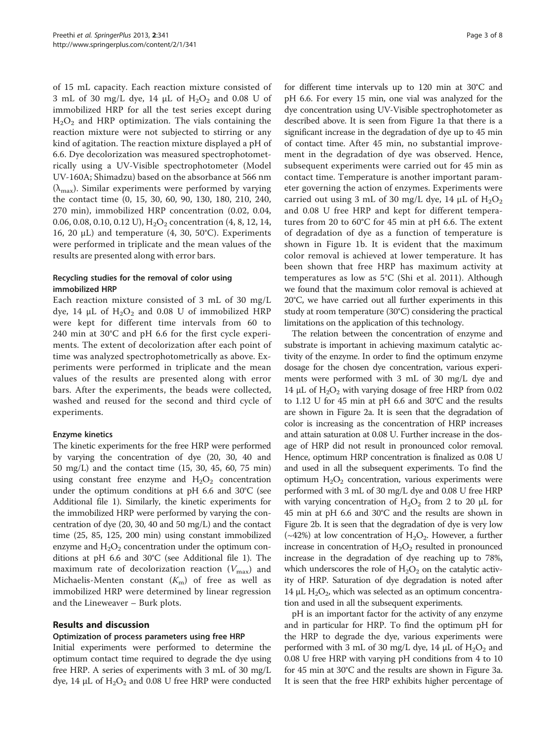of 15 mL capacity. Each reaction mixture consisted of 3 mL of 30 mg/L dye, 14 μL of $H_2O_2$ and 0.08 U of immobilized HRP for all the test series except during $H_2O_2$ and HRP optimization. The vials containing the reaction mixture were not subjected to stirring or any kind of agitation. The reaction mixture displayed a pH of 6.6. Dye decolorization was measured spectrophotometrically using a UV-Visible spectrophotometer (Model UV-160A; Shimadzu) based on the absorbance at 566 nm ($\lambda_{max}$). Similar experiments were performed by varying the contact time (0, 15, 30, 60, 90, 130, 180, 210, 240, 270 min), immobilized HRP concentration (0.02, 0.04, 0.06, 0.08, 0.10, 0.12 U), $H_2O_2$ concentration (4, 8, 12, 14, 16, 20 μL) and temperature (4, 30, 50°C). Experiments were performed in triplicate and the mean values of the results are presented along with error bars.

### Recycling studies for the removal of color using immobilized HRP

Each reaction mixture consisted of 3 mL of 30 mg/L dye, 14 μL of $H_2O_2$ and 0.08 U of immobilized HRP were kept for different time intervals from 60 to 240 min at 30°C and pH 6.6 for the first cycle experiments. The extent of decolorization after each point of time was analyzed spectrophotometrically as above. Experiments were performed in triplicate and the mean values of the results are presented along with error bars. After the experiments, the beads were collected, washed and reused for the second and third cycle of experiments.

### Enzyme kinetics

The kinetic experiments for the free HRP were performed by varying the concentration of dye (20, 30, 40 and 50 mg/L) and the contact time (15, 30, 45, 60, 75 min) using constant free enzyme and $H_2O_2$ concentration under the optimum conditions at pH 6.6 and 30°C (see Additional file 1). Similarly, the kinetic experiments for the immobilized HRP were performed by varying the concentration of dye (20, 30, 40 and 50 mg/L) and the contact time (25, 85, 125, 200 min) using constant immobilized enzyme and $H_2O_2$ concentration under the optimum conditions at pH 6.6 and 30°C (see Additional file 1). The maximum rate of decolorization reaction ($V_{max}$) and Michaelis-Menten constant ($K_m$) of free as well as immobilized HRP were determined by linear regression and the Lineweaver – Burk plots.

## Results and discussion

### Optimization of process parameters using free HRP

Initial experiments were performed to determine the optimum contact time required to degrade the dye using free HRP. A series of experiments with 3 mL of 30 mg/L dye, 14 μL of $H_2O_2$ and 0.08 U free HRP were conducted for different time intervals up to 120 min at 30°C and pH 6.6. For every 15 min, one vial was analyzed for the dye concentration using UV-Visible spectrophotometer as described above. It is seen from Figure 1a that there is a significant increase in the degradation of dye up to 45 min of contact time. After 45 min, no substantial improvement in the degradation of dye was observed. Hence, subsequent experiments were carried out for 45 min as contact time. Temperature is another important parameter governing the action of enzymes. Experiments were carried out using 3 mL of 30 mg/L dye, 14 μL of $H_2O_2$ and 0.08 U free HRP and kept for different temperatures from 20 to 60°C for 45 min at pH 6.6. The extent of degradation of dye as a function of temperature is shown in Figure 1b. It is evident that the maximum color removal is achieved at lower temperature. It has been shown that free HRP has maximum activity at temperatures as low as 5°C (Shi et al. 2011). Although we found that the maximum color removal is achieved at 20°C, we have carried out all further experiments in this study at room temperature (30°C) considering the practical limitations on the application of this technology.

The relation between the concentration of enzyme and substrate is important in achieving maximum catalytic activity of the enzyme. In order to find the optimum enzyme dosage for the chosen dye concentration, various experiments were performed with 3 mL of 30 mg/L dye and 14 μL of $H_2O_2$ with varying dosage of free HRP from 0.02 to 1.12 U for 45 min at pH 6.6 and 30°C and the results are shown in Figure 2a. It is seen that the degradation of color is increasing as the concentration of HRP increases and attain saturation at 0.08 U. Further increase in the dosage of HRP did not result in pronounced color removal. Hence, optimum HRP concentration is finalized as 0.08 U and used in all the subsequent experiments. To find the optimum $H_2O_2$ concentration, various experiments were performed with 3 mL of 30 mg/L dye and 0.08 U free HRP with varying concentration of $H_2O_2$ from 2 to 20 μL for 45 min at pH 6.6 and 30°C and the results are shown in Figure 2b. It is seen that the degradation of dye is very low (~42%) at low concentration of $H_2O_2$. However, a further increase in concentration of $H_2O_2$ resulted in pronounced increase in the degradation of dye reaching up to 78%, which underscores the role of $H_2O_2$ on the catalytic activity of HRP. Saturation of dye degradation is noted after 14 μL $H_2O_2$, which was selected as an optimum concentration and used in all the subsequent experiments.

pH is an important factor for the activity of any enzyme and in particular for HRP. To find the optimum pH for the HRP to degrade the dye, various experiments were performed with 3 mL of 30 mg/L dye, 14 μL of $H_2O_2$ and 0.08 U free HRP with varying pH conditions from 4 to 10 for 45 min at 30°C and the results are shown in Figure 3a. It is seen that the free HRP exhibits higher percentage of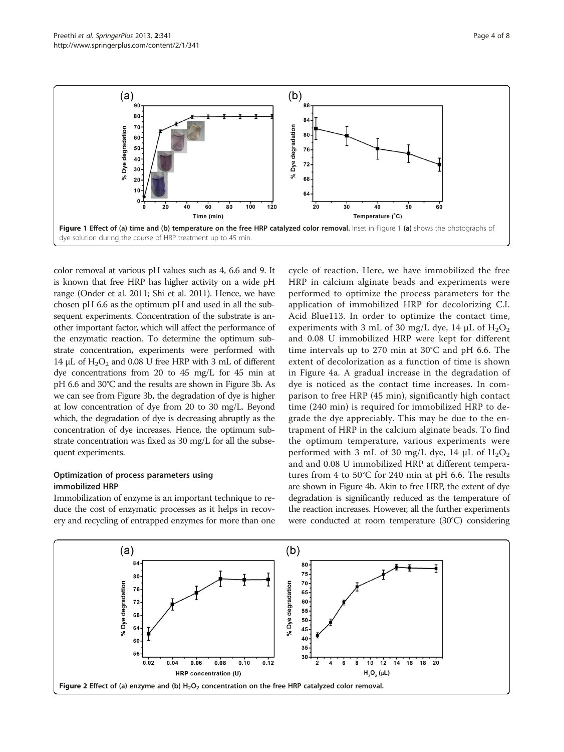(a)

% Dye degradation

Time (min)

0 20 40 60 80 100 120

0 10 20 30 40 50 60 70 80 90

(b)

% Dye degradation

Temperature (°C)

20 30 40 50 60

64 68 72 76 80 84 88

**Figure 1 Effect of (a) time and (b) temperature on the free HRP catalyzed color removal.** Inset in Figure 1 **(a)** shows the photographs of dye solution during the course of HRP treatment up to 45 min.

color removal at various pH values such as 4, 6.6 and 9. It is known that free HRP has higher activity on a wide pH range (Onder et al. 2011; Shi et al. 2011). Hence, we have chosen pH 6.6 as the optimum pH and used in all the subsequent experiments. Concentration of the substrate is another important factor, which will affect the performance of the enzymatic reaction. To determine the optimum substrate concentration, experiments were performed with 14 μL of $H_2O_2$ and 0.08 U free HRP with 3 mL of different dye concentrations from 20 to 45 mg/L for 45 min at pH 6.6 and 30°C and the results are shown in Figure 3b. As we can see from Figure 3b, the degradation of dye is higher at low concentration of dye from 20 to 30 mg/L. Beyond which, the degradation of dye is decreasing abruptly as the concentration of dye increases. Hence, the optimum substrate concentration was fixed as 30 mg/L for all the subsequent experiments.

## Optimization of process parameters using immobilized HRP

Immobilization of enzyme is an important technique to reduce the cost of enzymatic processes as it helps in recovery and recycling of entrapped enzymes for more than one cycle of reaction. Here, we have immobilized the free HRP in calcium alginate beads and experiments were performed to optimize the process parameters for the application of immobilized HRP for decolorizing C.I. Acid Blue113. In order to optimize the contact time, experiments with 3 mL of 30 mg/L dye, 14 μL of $H_2O_2$ and 0.08 U immobilized HRP were kept for different time intervals up to 270 min at 30°C and pH 6.6. The extent of decolorization as a function of time is shown in Figure 4a. A gradual increase in the degradation of dye is noticed as the contact time increases. In comparison to free HRP (45 min), significantly high contact time (240 min) is required for immobilized HRP to degrade the dye appreciably. This may be due to the entrapment of HRP in the calcium alginate beads. To find the optimum temperature, various experiments were performed with 3 mL of 30 mg/L dye, 14 μL of $H_2O_2$ and and 0.08 U immobilized HRP at different temperatures from 4 to 50°C for 240 min at pH 6.6. The results are shown in Figure 4b. Akin to free HRP, the extent of dye degradation is significantly reduced as the temperature of the reaction increases. However, all the further experiments were conducted at room temperature (30°C) considering

(a)

% Dye degradation

HRP concentration (U)

0.02 0.04 0.06 0.08 0.10 0.12

56 60 64 68 72 76 80 84

(b)

% Dye degradation

$H_2O_2$ (μL)

2 4 6 8 10 12 14 16 18 20

30 35 40 45 50 55 60 65 70 75 80

**Figure 2 Effect of (a) enzyme and (b) $H_2O_2$ concentration on the free HRP catalyzed color removal.**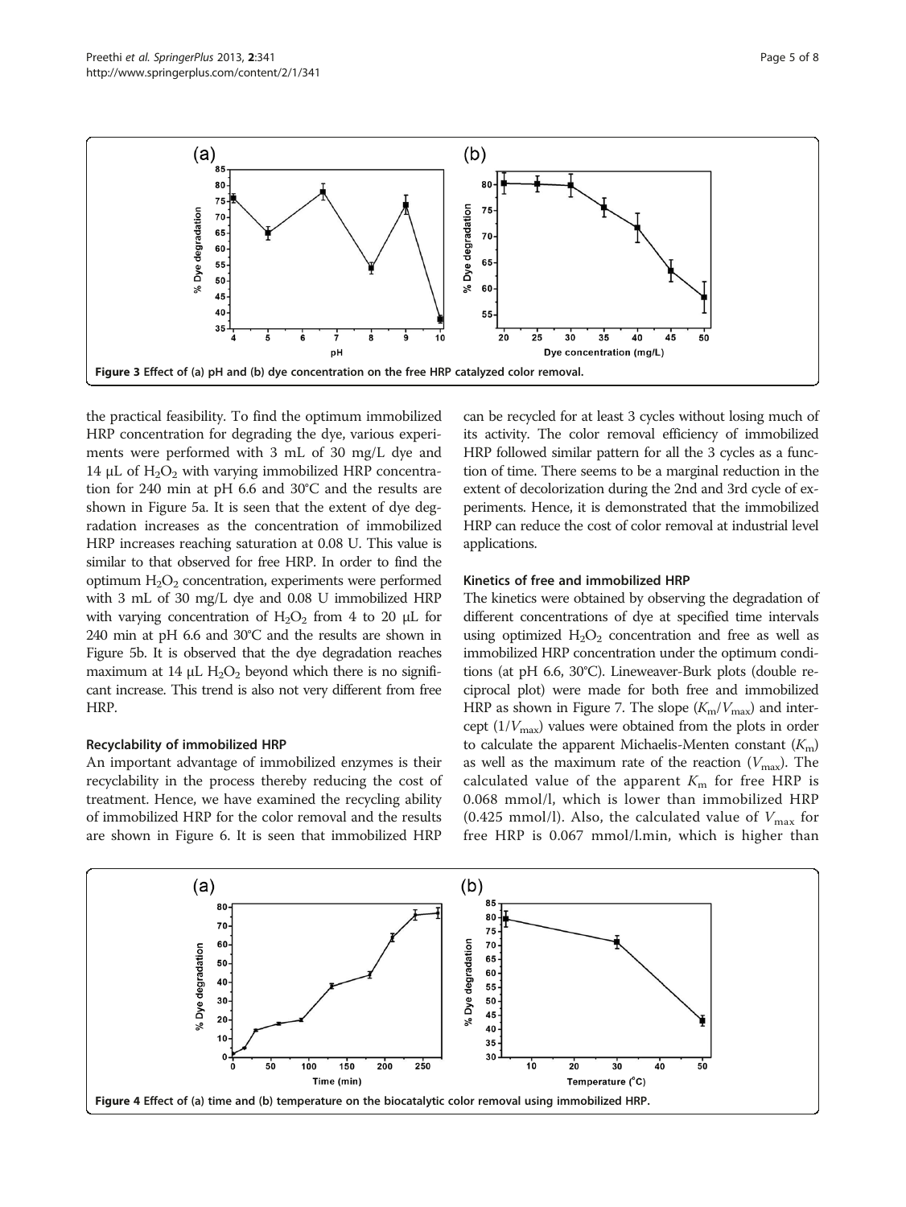Figure 3 Effect of (a) pH and (b) dye concentration on the free HRP catalyzed color removal.

the practical feasibility. To find the optimum immobilized HRP concentration for degrading the dye, various experiments were performed with 3 mL of 30 mg/L dye and 14 μL of $H_2O_2$ with varying immobilized HRP concentration for 240 min at pH 6.6 and 30°C and the results are shown in Figure 5a. It is seen that the extent of dye degradation increases as the concentration of immobilized HRP increases reaching saturation at 0.08 U. This value is similar to that observed for free HRP. In order to find the optimum $H_2O_2$ concentration, experiments were performed with 3 mL of 30 mg/L dye and 0.08 U immobilized HRP with varying concentration of $H_2O_2$ from 4 to 20 μL for 240 min at pH 6.6 and 30°C and the results are shown in Figure 5b. It is observed that the dye degradation reaches maximum at 14 μL $H_2O_2$ beyond which there is no significant increase. This trend is also not very different from free HRP.

### Recyclability of immobilized HRP

An important advantage of immobilized enzymes is their recyclability in the process thereby reducing the cost of treatment. Hence, we have examined the recycling ability of immobilized HRP for the color removal and the results are shown in Figure 6. It is seen that immobilized HRP can be recycled for at least 3 cycles without losing much of its activity. The color removal efficiency of immobilized HRP followed similar pattern for all the 3 cycles as a function of time. There seems to be a marginal reduction in the extent of decolorization during the 2nd and 3rd cycle of experiments. Hence, it is demonstrated that the immobilized HRP can reduce the cost of color removal at industrial level applications.

### Kinetics of free and immobilized HRP

The kinetics were obtained by observing the degradation of different concentrations of dye at specified time intervals using optimized $H_2O_2$ concentration and free as well as immobilized HRP concentration under the optimum conditions (at pH 6.6, 30°C). Lineweaver-Burk plots (double reciprocal plot) were made for both free and immobilized HRP as shown in Figure 7. The slope ($K_m/V_{max}$) and intercept ($1/V_{max}$) values were obtained from the plots in order to calculate the apparent Michaelis-Menten constant ($K_m$) as well as the maximum rate of the reaction ($V_{max}$). The calculated value of the apparent $K_m$ for free HRP is 0.068 mmol/l, which is lower than immobilized HRP (0.425 mmol/l). Also, the calculated value of $V_{max}$ for free HRP is 0.067 mmol/l.min, which is higher than

Figure 4 Effect of (a) time and (b) temperature on the biocatalytic color removal using immobilized HRP.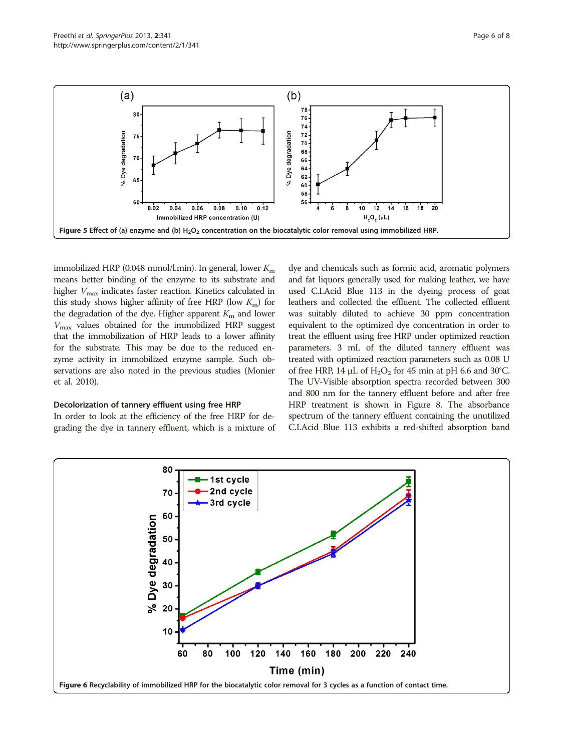(a)

% Dye degradation

80
75
70
65
60

0.02 0.04 0.06 0.08 0.10 0.12

Immobilized HRP concentration (U)

(b)

% Dye degradation

78
76
74
72
70
68
66
64
62
60
58
56

4 6 8 10 12 14 16 18 20

$H_2O_2$ (μL)

**Figure 5** Effect of (a) enzyme and (b) $H_2O_2$ concentration on the biocatalytic color removal using immobilized HRP.

immobilized HRP (0.048 mmol/l.min). In general, lower $K_m$ means better binding of the enzyme to its substrate and higher $V_{max}$ indicates faster reaction. Kinetics calculated in this study shows higher affinity of free HRP (low $K_m$) for the degradation of the dye. Higher apparent $K_m$ and lower $V_{max}$ values obtained for the immobilized HRP suggest that the immobilization of HRP leads to a lower affinity for the substrate. This may be due to the reduced enzyme activity in immobilized enzyme sample. Such observations are also noted in the previous studies (Monier et al. 2010).

### Decolorization of tannery effluent using free HRP

In order to look at the efficiency of the free HRP for degrading the dye in tannery effluent, which is a mixture of dye and chemicals such as formic acid, aromatic polymers and fat liquors generally used for making leather, we have used C.I.Acid Blue 113 in the dyeing process of goat leathers and collected the effluent. The collected effluent was suitably diluted to achieve 30 ppm concentration equivalent to the optimized dye concentration in order to treat the effluent using free HRP under optimized reaction parameters. 3 mL of the diluted tannery effluent was treated with optimized reaction parameters such as 0.08 U of free HRP, 14 μL of $H_2O_2$ for 45 min at pH 6.6 and 30°C. The UV-Visible absorption spectra recorded between 300 and 800 nm for the tannery effluent before and after free HRP treatment is shown in Figure 8. The absorbance spectrum of the tannery effluent containing the unutilized C.I.Acid Blue 113 exhibits a red-shifted absorption band

1st cycle
2nd cycle
3rd cycle

% Dye degradation

80
70
60
50
40
30
20
10

60 80 100 120 140 160 180 200 220 240

Time (min)

**Figure 6** Recyclability of immobilized HRP for the biocatalytic color removal for 3 cycles as a function of contact time.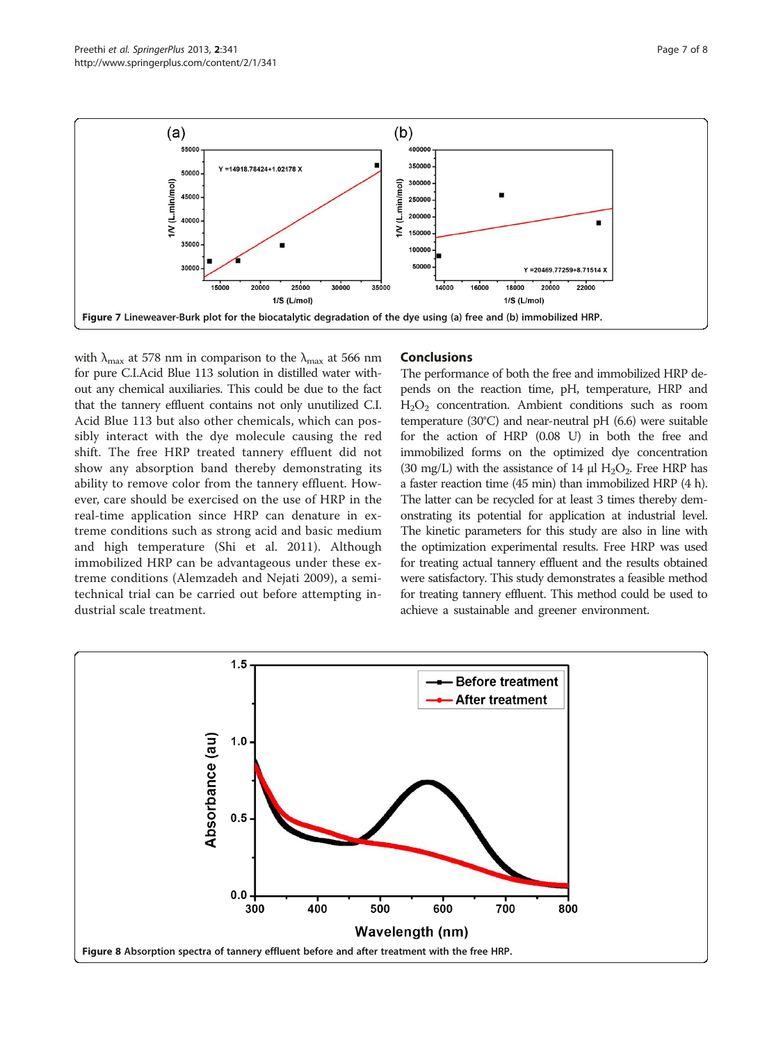(a)

Y =14918.78424+1.02178 X

1/V (L.min/mol)

1/S (L/mol)

55000, 50000, 45000, 40000, 35000, 30000

15000, 20000, 25000, 30000, 35000

(b)

Y =20469.77259+8.71514 X

1/V (L.min/mol)

1/S (L/mol)

400000, 350000, 300000, 250000, 200000, 150000, 100000, 50000

14000, 16000, 18000, 20000, 22000

**Figure 7** Lineweaver-Burk plot for the biocatalytic degradation of the dye using (a) free and (b) immobilized HRP.

with $\lambda_{max}$ at 578 nm in comparison to the $\lambda_{max}$ at 566 nm for pure C.I.Acid Blue 113 solution in distilled water without any chemical auxiliaries. This could be due to the fact that the tannery effluent contains not only unutilized C.I. Acid Blue 113 but also other chemicals, which can possibly interact with the dye molecule causing the red shift. The free HRP treated tannery effluent did not show any absorption band thereby demonstrating its ability to remove color from the tannery effluent. However, care should be exercised on the use of HRP in the real-time application since HRP can denature in extreme conditions such as strong acid and basic medium and high temperature (Shi et al. 2011). Although immobilized HRP can be advantageous under these extreme conditions (Alemzadeh and Nejati 2009), a semi-technical trial can be carried out before attempting industrial scale treatment.

## Conclusions

The performance of both the free and immobilized HRP depends on the reaction time, pH, temperature, HRP and $H_2O_2$ concentration. Ambient conditions such as room temperature (30°C) and near-neutral pH (6.6) were suitable for the action of HRP (0.08 U) in both the free and immobilized forms on the optimized dye concentration (30 mg/L) with the assistance of 14 μl $H_2O_2$. Free HRP has a faster reaction time (45 min) than immobilized HRP (4 h). The latter can be recycled for at least 3 times thereby demonstrating its potential for application at industrial level. The kinetic parameters for this study are also in line with the optimization experimental results. Free HRP was used for treating actual tannery effluent and the results obtained were satisfactory. This study demonstrates a feasible method for treating tannery effluent. This method could be used to achieve a sustainable and greener environment.

Before treatment

After treatment

Absorbance (au)

Wavelength (nm)

1.5, 1.0, 0.5, 0.0

300, 400, 500, 600, 700, 800

**Figure 8** Absorption spectra of tannery effluent before and after treatment with the free HRP.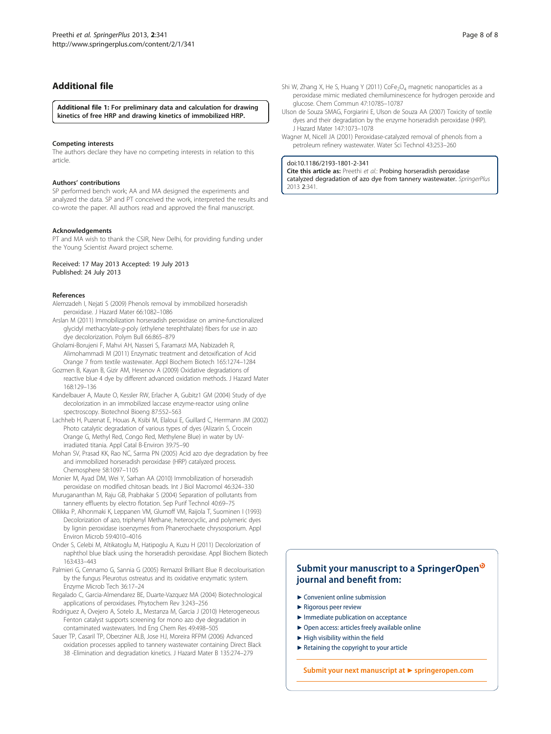## Additional file

**Additional file 1: For preliminary data and calculation for drawing kinetics of free HRP and drawing kinetics of immobilized HRP.**

#### Competing interests

The authors declare they have no competing interests in relation to this article.

#### Authors' contributions

SP performed bench work; AA and MA designed the experiments and analyzed the data. SP and PT conceived the work, interpreted the results and co-wrote the paper. All authors read and approved the final manuscript.

#### Acknowledgements

PT and MA wish to thank the CSIR, New Delhi, for providing funding under the Young Scientist Award project scheme.

Received: 17 May 2013 Accepted: 19 July 2013
Published: 24 July 2013

#### References

Alemzadeh I, Nejati S (2009) Phenols removal by immobilized horseradish peroxidase. J Hazard Mater 66:1082–1086

Arslan M (2011) Immobilization horseradish peroxidase on amine-functionalized glycidyl methacrylate-*g*-poly (ethylene terephthalate) fibers for use in azo dye decolorization. Polym Bull 66:865–879

Gholami-Borujeni F, Mahvi AH, Nasseri S, Faramarzi MA, Nabizadeh R, Alimohammadi M (2011) Enzymatic treatment and detoxification of Acid Orange 7 from textile wastewater. Appl Biochem Biotech 165:1274–1284

Gozmen B, Kayan B, Gizir AM, Hesenov A (2009) Oxidative degradations of reactive blue 4 dye by different advanced oxidation methods. J Hazard Mater 168:129–136

Kandelbauer A, Maute O, Kessler RW, Erlacher A, Gubitz1 GM (2004) Study of dye decolorization in an immobilized laccase enzyme-reactor using online spectroscopy. Biotechnol Bioeng 87:552–563

Lachheb H, Puzenat E, Houas A, Ksibi M, Elaloui E, Guillard C, Herrmann JM (2002) Photo catalytic degradation of various types of dyes (Alizarin S, Crocein Orange G, Methyl Red, Congo Red, Methylene Blue) in water by UV-irradiated titania. Appl Catal B-Environ 39:75–90

Mohan SV, Prasad KK, Rao NC, Sarma PN (2005) Acid azo dye degradation by free and immobilized horseradish peroxidase (HRP) catalyzed process. Chemosphere 58:1097–1105

Monier M, Ayad DM, Wei Y, Sarhan AA (2010) Immobilization of horseradish peroxidase on modified chitosan beads. Int J Biol Macromol 46:324–330

Murugananthan M, Raju GB, Prabhakar S (2004) Separation of pollutants from tannery effluents by electro flotation. Sep Purif Technol 40:69–75

Ollikka P, Alhonmaki K, Leppanen VM, Glumoff VM, Raijola T, Suominen I (1993) Decolorization of azo, triphenyl Methane, heterocyclic, and polymeric dyes by lignin peroxidase isoenzymes from Phanerochaete chrysosporium. Appl Environ Microb 59:4010–4016

Onder S, Celebi M, Altikatoglu M, Hatipoglu A, Kuzu H (2011) Decolorization of naphthol blue black using the horseradish peroxidase. Appl Biochem Biotech 163:433–443

Palmieri G, Cennamo G, Sannia G (2005) Remazol Brilliant Blue R decolourisation by the fungus Pleurotus ostreatus and its oxidative enzymatic system. Enzyme Microb Tech 36:17–24

Regalado C, Garcia-Almendarez BE, Duarte-Vazquez MA (2004) Biotechnological applications of peroxidases. Phytochem Rev 3:243–256

Rodriguez A, Ovejero A, Sotelo JL, Mestanza M, Garcia J (2010) Heterogeneous Fenton catalyst supports screening for mono azo dye degradation in contaminated wastewaters. Ind Eng Chem Res 49:498–505

Sauer TP, Casaril TP, Oberziner ALB, Jose HJ, Moreira RFPM (2006) Advanced oxidation processes applied to tannery wastewater containing Direct Black 38 -Elimination and degradation kinetics. J Hazard Mater B 135:274–279

Shi W, Zhang X, He S, Huang Y (2011) $CoFe_2O_4$ magnetic nanoparticles as a peroxidase mimic mediated chemiluminescence for hydrogen peroxide and glucose. Chem Commun 47:10785–10787

Ulson de Souza SMAG, Forgiarini E, Ulson de Souza AA (2007) Toxicity of textile dyes and their degradation by the enzyme horseradish peroxidase (HRP). J Hazard Mater 147:1073–1078

Wagner M, Nicell JA (2001) Peroxidase-catalyzed removal of phenols from a petroleum refinery wastewater. Water Sci Technol 43:253–260

doi:10.1186/2193-1801-2-341
**Cite this article as:** Preethi *et al.*: Probing horseradish peroxidase catalyzed degradation of azo dye from tannery wastewater. *SpringerPlus* 2013 **2**:341.

**Submit your manuscript to a SpringerOpen journal and benefit from:**

- ► Convenient online submission
- ► Rigorous peer review
- ► Immediate publication on acceptance
- ► Open access: articles freely available online
- ► High visibility within the field
- ► Retaining the copyright to your article

**Submit your next manuscript at ► springeropen.com**